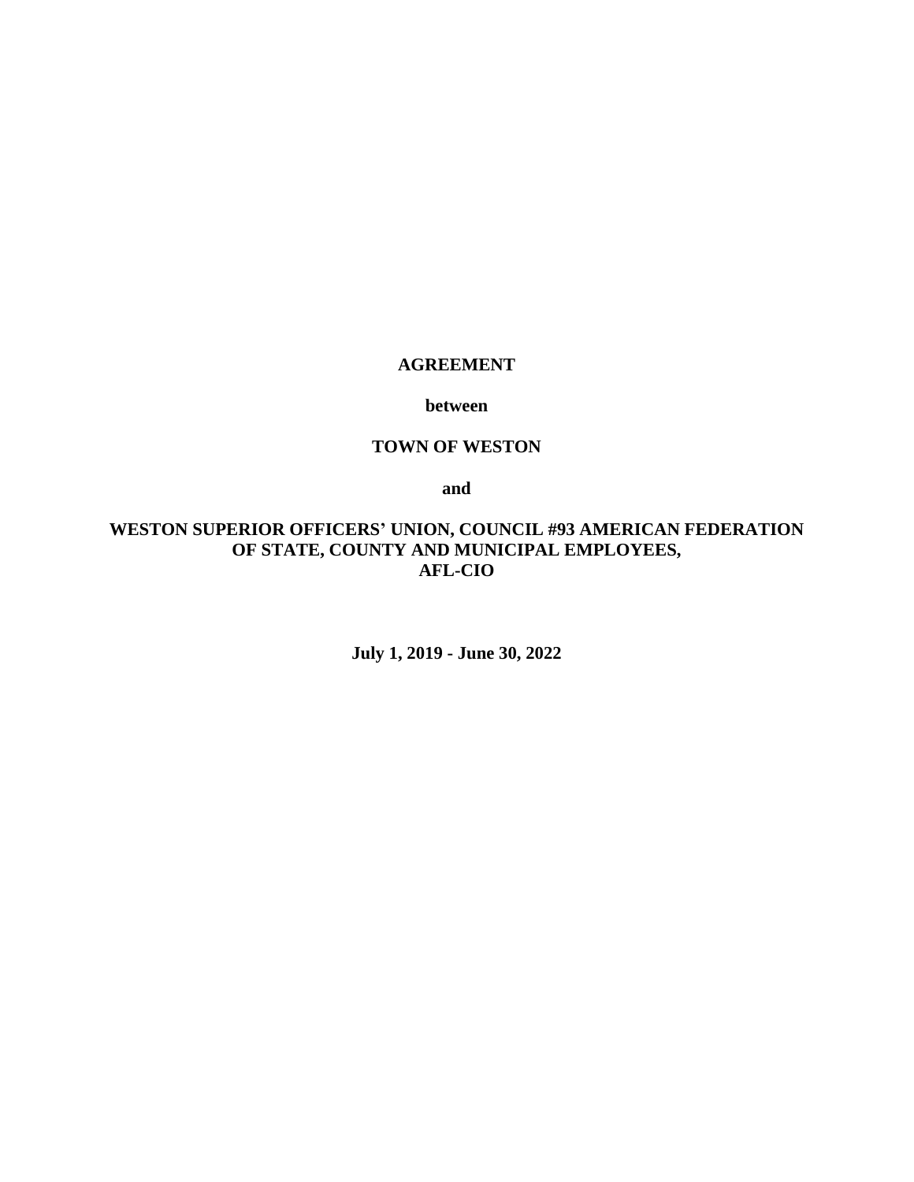**AGREEMENT**

**between**

**TOWN OF WESTON**

**and**

**WESTON SUPERIOR OFFICERS' UNION, COUNCIL #93 AMERICAN FEDERATION OF STATE, COUNTY AND MUNICIPAL EMPLOYEES, AFL-CIO**

**July 1, 2019 - June 30, 2022**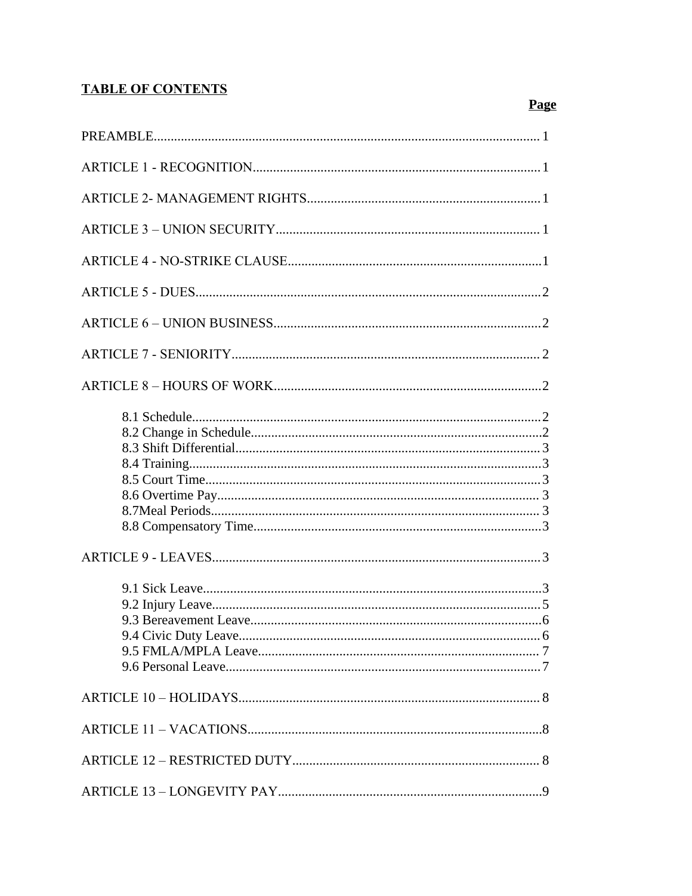**TABLE OF CONTENTS**

| | Page |
|---|---|
| PREAMBLE | 1 |
| ARTICLE 1 - RECOGNITION | 1 |
| ARTICLE 2- MANAGEMENT RIGHTS | 1 |
| ARTICLE 3 – UNION SECURITY | 1 |
| ARTICLE 4 - NO-STRIKE CLAUSE | 1 |
| ARTICLE 5 - DUES | 2 |
| ARTICLE 6 – UNION BUSINESS | 2 |
| ARTICLE 7 - SENIORITY | 2 |
| ARTICLE 8 – HOURS OF WORK | 2 |
| 8.1 Schedule | 2 |
| 8.2 Change in Schedule | 2 |
| 8.3 Shift Differential | 3 |
| 8.4 Training | 3 |
| 8.5 Court Time | 3 |
| 8.6 Overtime Pay | 3 |
| 8.7Meal Periods | 3 |
| 8.8 Compensatory Time | 3 |
| ARTICLE 9 - LEAVES | 3 |
| 9.1 Sick Leave | 3 |
| 9.2 Injury Leave | 5 |
| 9.3 Bereavement Leave | 6 |
| 9.4 Civic Duty Leave | 6 |
| 9.5 FMLA/MPLA Leave | 7 |
| 9.6 Personal Leave | 7 |
| ARTICLE 10 – HOLIDAYS | 8 |
| ARTICLE 11 – VACATIONS | 8 |
| ARTICLE 12 – RESTRICTED DUTY | 8 |
| ARTICLE 13 – LONGEVITY PAY | 9 |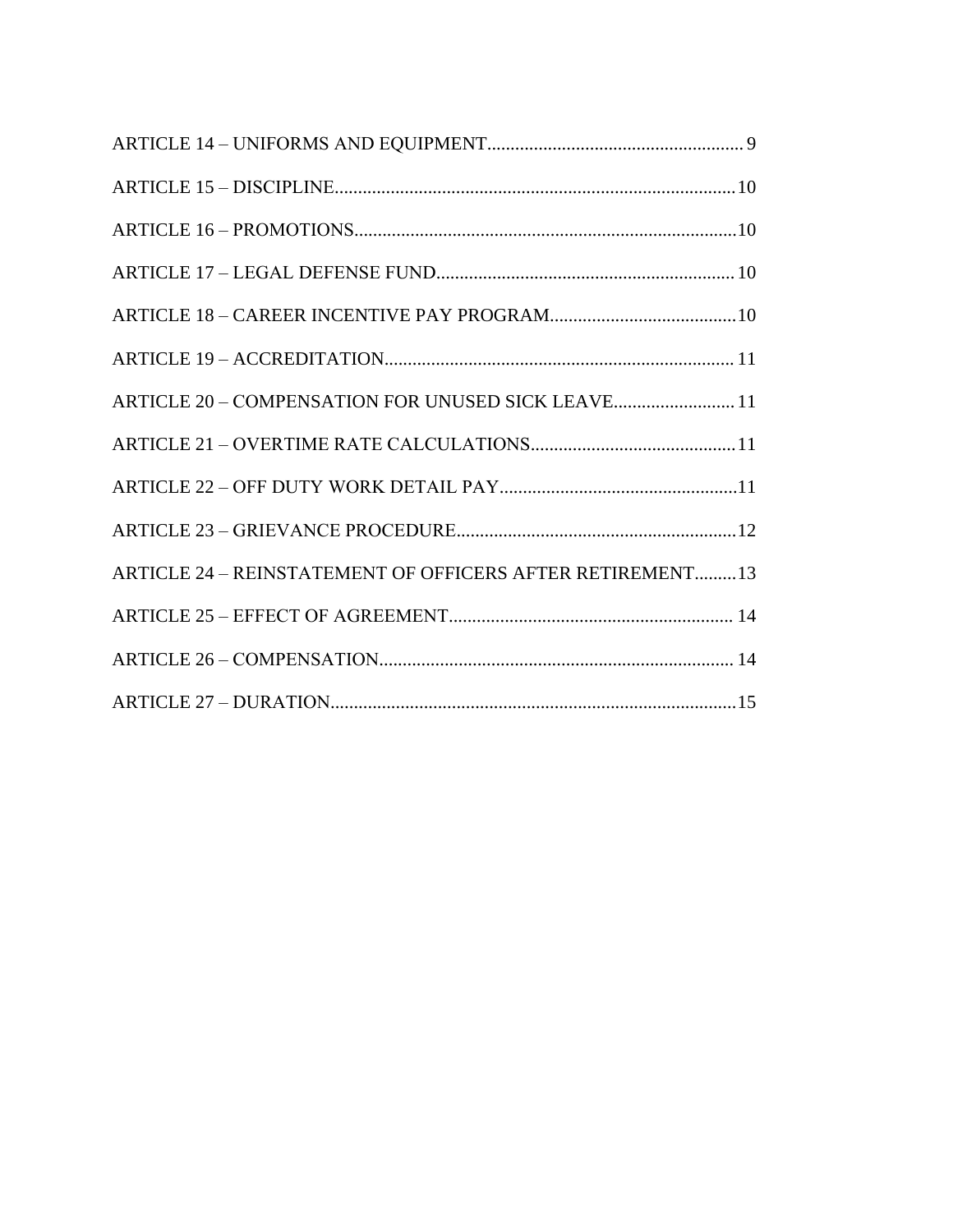ARTICLE 14 – UNIFORMS AND EQUIPMENT....................................................... 9

ARTICLE 15 – DISCIPLINE......................................................................................10

ARTICLE 16 – PROMOTIONS..................................................................................10

ARTICLE 17 – LEGAL DEFENSE FUND................................................................10

ARTICLE 18 – CAREER INCENTIVE PAY PROGRAM.........................................10

ARTICLE 19 – ACCREDITATION........................................................................... 11

ARTICLE 20 – COMPENSATION FOR UNUSED SICK LEAVE.......................... 11

ARTICLE 21 – OVERTIME RATE CALCULATIONS............................................11

ARTICLE 22 – OFF DUTY WORK DETAIL PAY...................................................11

ARTICLE 23 – GRIEVANCE PROCEDURE............................................................12

ARTICLE 24 – REINSTATEMENT OF OFFICERS AFTER RETIREMENT.........13

ARTICLE 25 – EFFECT OF AGREEMENT............................................................. 14

ARTICLE 26 – COMPENSATION............................................................................ 14

ARTICLE 27 – DURATION.......................................................................................15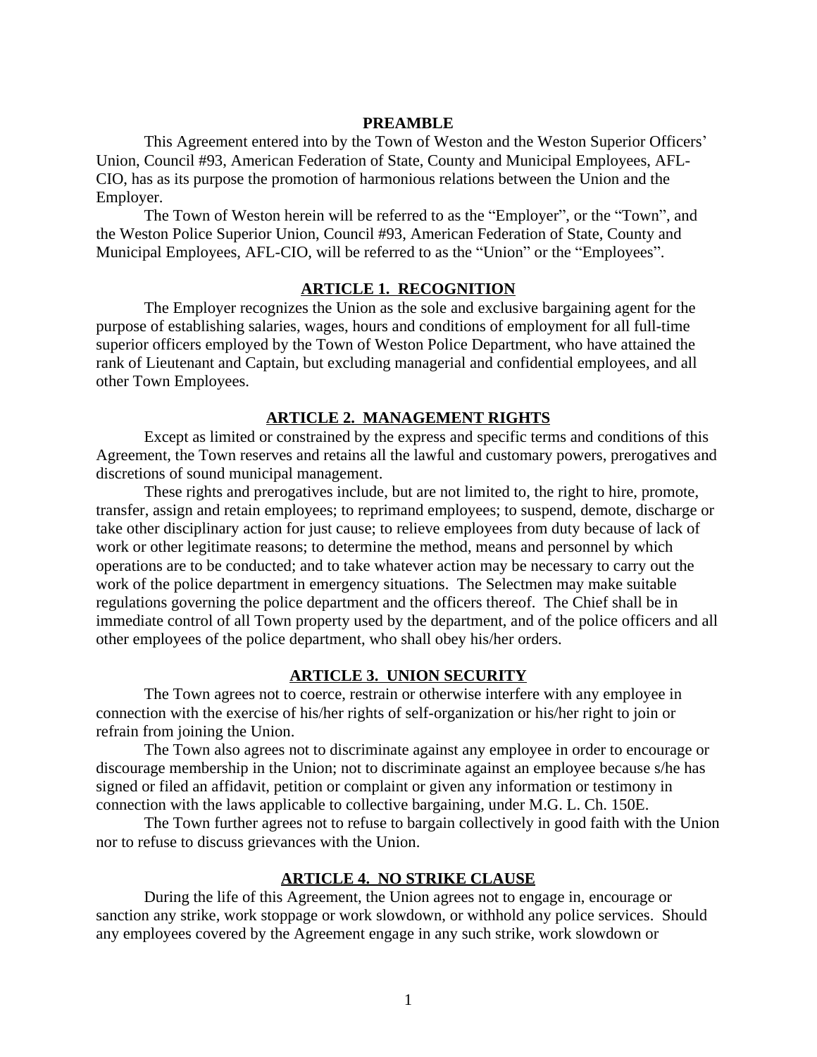## PREAMBLE

This Agreement entered into by the Town of Weston and the Weston Superior Officers' Union, Council #93, American Federation of State, County and Municipal Employees, AFL-CIO, has as its purpose the promotion of harmonious relations between the Union and the Employer.

The Town of Weston herein will be referred to as the "Employer", or the "Town", and the Weston Police Superior Union, Council #93, American Federation of State, County and Municipal Employees, AFL-CIO, will be referred to as the "Union" or the "Employees".

## ARTICLE 1. RECOGNITION

The Employer recognizes the Union as the sole and exclusive bargaining agent for the purpose of establishing salaries, wages, hours and conditions of employment for all full-time superior officers employed by the Town of Weston Police Department, who have attained the rank of Lieutenant and Captain, but excluding managerial and confidential employees, and all other Town Employees.

## ARTICLE 2. MANAGEMENT RIGHTS

Except as limited or constrained by the express and specific terms and conditions of this Agreement, the Town reserves and retains all the lawful and customary powers, prerogatives and discretions of sound municipal management.

These rights and prerogatives include, but are not limited to, the right to hire, promote, transfer, assign and retain employees; to reprimand employees; to suspend, demote, discharge or take other disciplinary action for just cause; to relieve employees from duty because of lack of work or other legitimate reasons; to determine the method, means and personnel by which operations are to be conducted; and to take whatever action may be necessary to carry out the work of the police department in emergency situations. The Selectmen may make suitable regulations governing the police department and the officers thereof. The Chief shall be in immediate control of all Town property used by the department, and of the police officers and all other employees of the police department, who shall obey his/her orders.

## ARTICLE 3. UNION SECURITY

The Town agrees not to coerce, restrain or otherwise interfere with any employee in connection with the exercise of his/her rights of self-organization or his/her right to join or refrain from joining the Union.

The Town also agrees not to discriminate against any employee in order to encourage or discourage membership in the Union; not to discriminate against an employee because s/he has signed or filed an affidavit, petition or complaint or given any information or testimony in connection with the laws applicable to collective bargaining, under M.G. L. Ch. 150E.

The Town further agrees not to refuse to bargain collectively in good faith with the Union nor to refuse to discuss grievances with the Union.

## ARTICLE 4. NO STRIKE CLAUSE

During the life of this Agreement, the Union agrees not to engage in, encourage or sanction any strike, work stoppage or work slowdown, or withhold any police services. Should any employees covered by the Agreement engage in any such strike, work slowdown or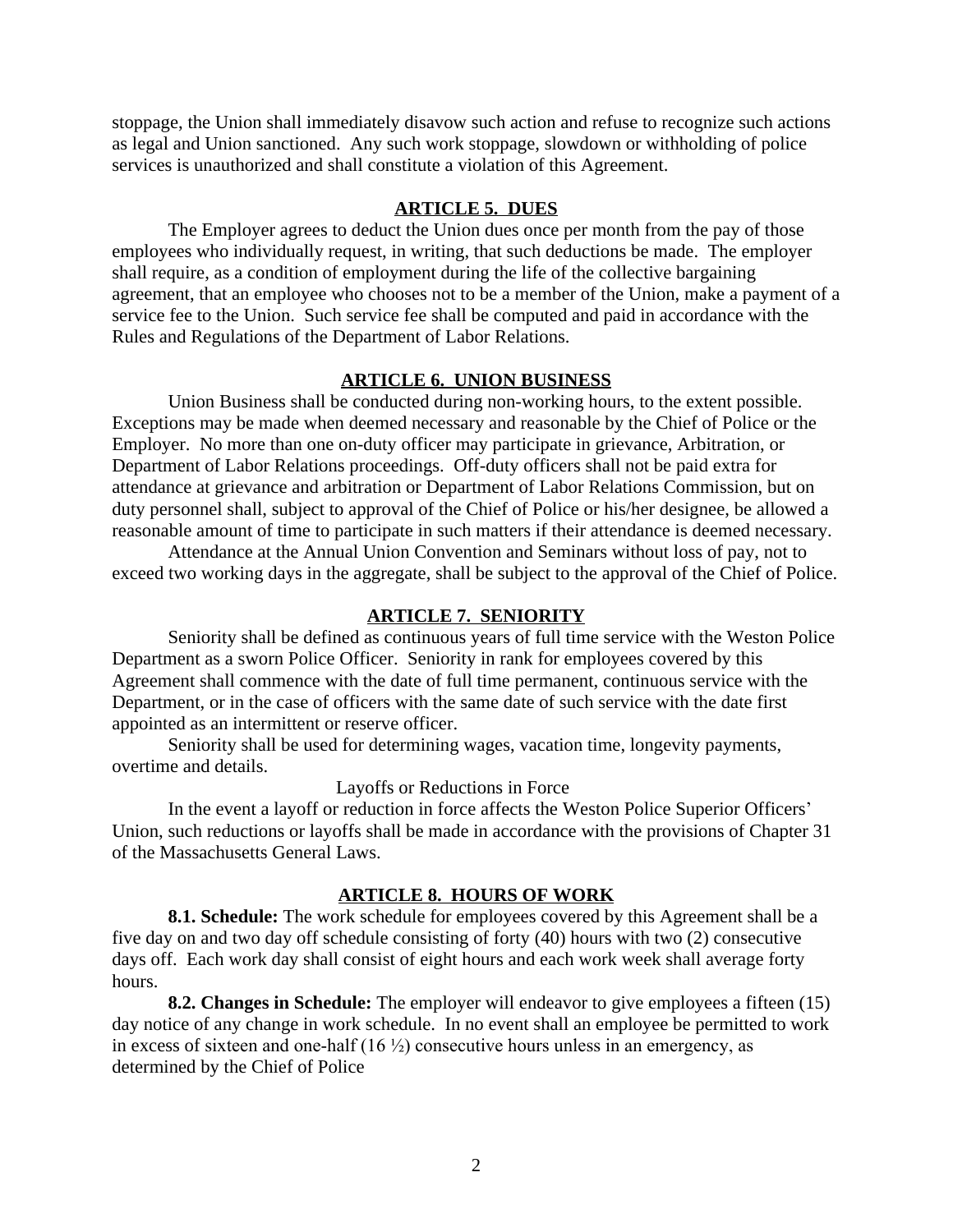stoppage, the Union shall immediately disavow such action and refuse to recognize such actions as legal and Union sanctioned. Any such work stoppage, slowdown or withholding of police services is unauthorized and shall constitute a violation of this Agreement.

## ARTICLE 5. DUES

The Employer agrees to deduct the Union dues once per month from the pay of those employees who individually request, in writing, that such deductions be made. The employer shall require, as a condition of employment during the life of the collective bargaining agreement, that an employee who chooses not to be a member of the Union, make a payment of a service fee to the Union. Such service fee shall be computed and paid in accordance with the Rules and Regulations of the Department of Labor Relations.

## ARTICLE 6. UNION BUSINESS

Union Business shall be conducted during non-working hours, to the extent possible. Exceptions may be made when deemed necessary and reasonable by the Chief of Police or the Employer. No more than one on-duty officer may participate in grievance, Arbitration, or Department of Labor Relations proceedings. Off-duty officers shall not be paid extra for attendance at grievance and arbitration or Department of Labor Relations Commission, but on duty personnel shall, subject to approval of the Chief of Police or his/her designee, be allowed a reasonable amount of time to participate in such matters if their attendance is deemed necessary.

Attendance at the Annual Union Convention and Seminars without loss of pay, not to exceed two working days in the aggregate, shall be subject to the approval of the Chief of Police.

## ARTICLE 7. SENIORITY

Seniority shall be defined as continuous years of full time service with the Weston Police Department as a sworn Police Officer. Seniority in rank for employees covered by this Agreement shall commence with the date of full time permanent, continuous service with the Department, or in the case of officers with the same date of such service with the date first appointed as an intermittent or reserve officer.

Seniority shall be used for determining wages, vacation time, longevity payments, overtime and details.

Layoffs or Reductions in Force

In the event a layoff or reduction in force affects the Weston Police Superior Officers' Union, such reductions or layoffs shall be made in accordance with the provisions of Chapter 31 of the Massachusetts General Laws.

## ARTICLE 8. HOURS OF WORK

**8.1. Schedule:** The work schedule for employees covered by this Agreement shall be a five day on and two day off schedule consisting of forty (40) hours with two (2) consecutive days off. Each work day shall consist of eight hours and each work week shall average forty hours.

**8.2. Changes in Schedule:** The employer will endeavor to give employees a fifteen (15) day notice of any change in work schedule. In no event shall an employee be permitted to work in excess of sixteen and one-half (16 ½) consecutive hours unless in an emergency, as determined by the Chief of Police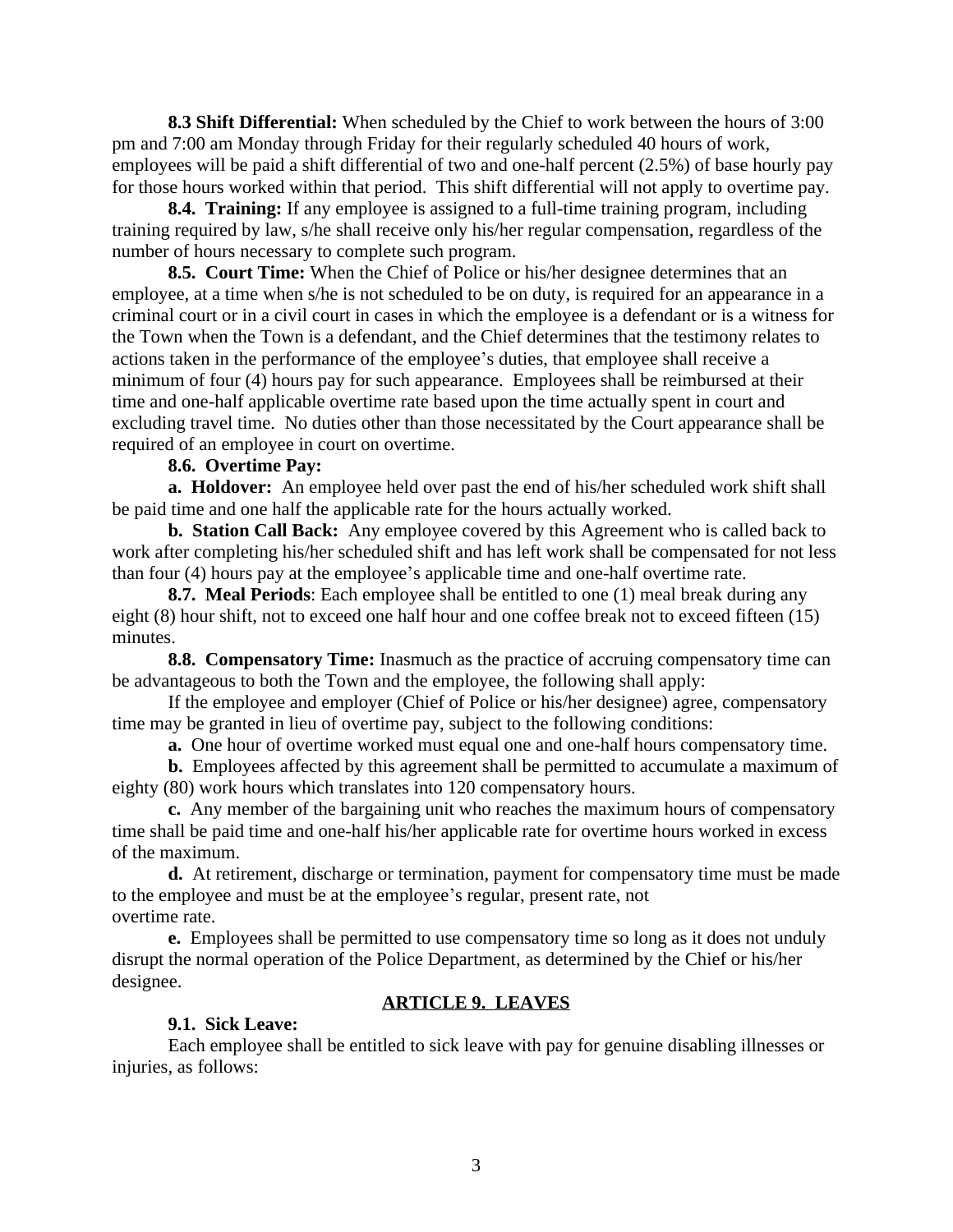**8.3 Shift Differential:** When scheduled by the Chief to work between the hours of 3:00 pm and 7:00 am Monday through Friday for their regularly scheduled 40 hours of work, employees will be paid a shift differential of two and one-half percent (2.5%) of base hourly pay for those hours worked within that period. This shift differential will not apply to overtime pay.

**8.4. Training:** If any employee is assigned to a full-time training program, including training required by law, s/he shall receive only his/her regular compensation, regardless of the number of hours necessary to complete such program.

**8.5. Court Time:** When the Chief of Police or his/her designee determines that an employee, at a time when s/he is not scheduled to be on duty, is required for an appearance in a criminal court or in a civil court in cases in which the employee is a defendant or is a witness for the Town when the Town is a defendant, and the Chief determines that the testimony relates to actions taken in the performance of the employee's duties, that employee shall receive a minimum of four (4) hours pay for such appearance. Employees shall be reimbursed at their time and one-half applicable overtime rate based upon the time actually spent in court and excluding travel time. No duties other than those necessitated by the Court appearance shall be required of an employee in court on overtime.

**8.6. Overtime Pay:**

**a. Holdover:** An employee held over past the end of his/her scheduled work shift shall be paid time and one half the applicable rate for the hours actually worked.

**b. Station Call Back:** Any employee covered by this Agreement who is called back to work after completing his/her scheduled shift and has left work shall be compensated for not less than four (4) hours pay at the employee's applicable time and one-half overtime rate.

**8.7. Meal Periods**: Each employee shall be entitled to one (1) meal break during any eight (8) hour shift, not to exceed one half hour and one coffee break not to exceed fifteen (15) minutes.

**8.8. Compensatory Time:** Inasmuch as the practice of accruing compensatory time can be advantageous to both the Town and the employee, the following shall apply:

If the employee and employer (Chief of Police or his/her designee) agree, compensatory time may be granted in lieu of overtime pay, subject to the following conditions:

**a.** One hour of overtime worked must equal one and one-half hours compensatory time.

**b.** Employees affected by this agreement shall be permitted to accumulate a maximum of eighty (80) work hours which translates into 120 compensatory hours.

**c.** Any member of the bargaining unit who reaches the maximum hours of compensatory time shall be paid time and one-half his/her applicable rate for overtime hours worked in excess of the maximum.

**d.** At retirement, discharge or termination, payment for compensatory time must be made to the employee and must be at the employee's regular, present rate, not overtime rate.

**e.** Employees shall be permitted to use compensatory time so long as it does not unduly disrupt the normal operation of the Police Department, as determined by the Chief or his/her designee.

## ARTICLE 9. LEAVES

**9.1. Sick Leave:**

Each employee shall be entitled to sick leave with pay for genuine disabling illnesses or injuries, as follows: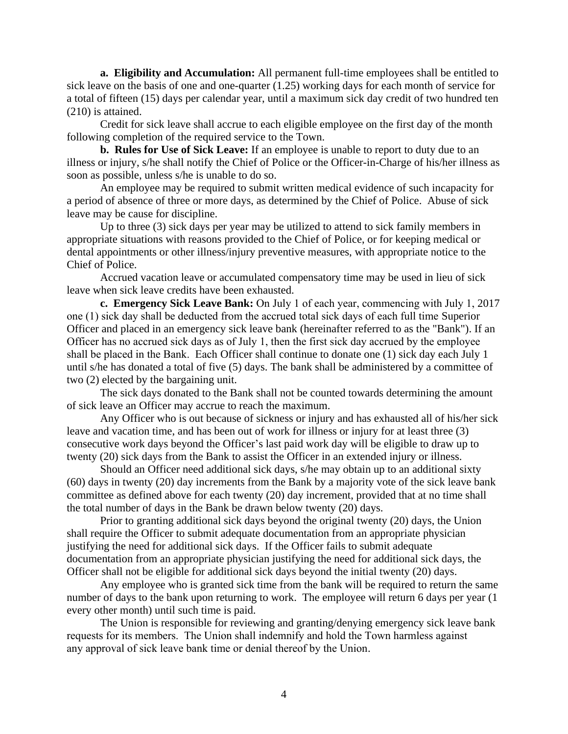**a. Eligibility and Accumulation:** All permanent full-time employees shall be entitled to sick leave on the basis of one and one-quarter (1.25) working days for each month of service for a total of fifteen (15) days per calendar year, until a maximum sick day credit of two hundred ten (210) is attained.

Credit for sick leave shall accrue to each eligible employee on the first day of the month following completion of the required service to the Town.

**b. Rules for Use of Sick Leave:** If an employee is unable to report to duty due to an illness or injury, s/he shall notify the Chief of Police or the Officer-in-Charge of his/her illness as soon as possible, unless s/he is unable to do so.

An employee may be required to submit written medical evidence of such incapacity for a period of absence of three or more days, as determined by the Chief of Police. Abuse of sick leave may be cause for discipline.

Up to three (3) sick days per year may be utilized to attend to sick family members in appropriate situations with reasons provided to the Chief of Police, or for keeping medical or dental appointments or other illness/injury preventive measures, with appropriate notice to the Chief of Police.

Accrued vacation leave or accumulated compensatory time may be used in lieu of sick leave when sick leave credits have been exhausted.

**c. Emergency Sick Leave Bank:** On July 1 of each year, commencing with July 1, 2017 one (1) sick day shall be deducted from the accrued total sick days of each full time Superior Officer and placed in an emergency sick leave bank (hereinafter referred to as the "Bank"). If an Officer has no accrued sick days as of July 1, then the first sick day accrued by the employee shall be placed in the Bank. Each Officer shall continue to donate one (1) sick day each July 1 until s/he has donated a total of five (5) days. The bank shall be administered by a committee of two (2) elected by the bargaining unit.

The sick days donated to the Bank shall not be counted towards determining the amount of sick leave an Officer may accrue to reach the maximum.

Any Officer who is out because of sickness or injury and has exhausted all of his/her sick leave and vacation time, and has been out of work for illness or injury for at least three (3) consecutive work days beyond the Officer's last paid work day will be eligible to draw up to twenty (20) sick days from the Bank to assist the Officer in an extended injury or illness.

Should an Officer need additional sick days, s/he may obtain up to an additional sixty (60) days in twenty (20) day increments from the Bank by a majority vote of the sick leave bank committee as defined above for each twenty (20) day increment, provided that at no time shall the total number of days in the Bank be drawn below twenty (20) days.

Prior to granting additional sick days beyond the original twenty (20) days, the Union shall require the Officer to submit adequate documentation from an appropriate physician justifying the need for additional sick days. If the Officer fails to submit adequate documentation from an appropriate physician justifying the need for additional sick days, the Officer shall not be eligible for additional sick days beyond the initial twenty (20) days.

Any employee who is granted sick time from the bank will be required to return the same number of days to the bank upon returning to work. The employee will return 6 days per year (1 every other month) until such time is paid.

The Union is responsible for reviewing and granting/denying emergency sick leave bank requests for its members. The Union shall indemnify and hold the Town harmless against any approval of sick leave bank time or denial thereof by the Union.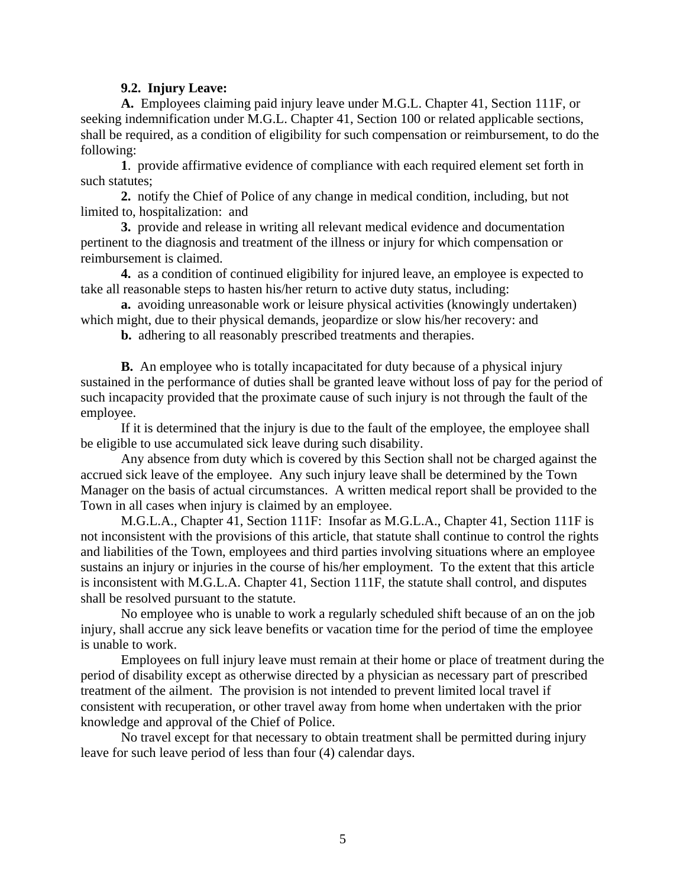**9.2. Injury Leave:**

**A.** Employees claiming paid injury leave under M.G.L. Chapter 41, Section 111F, or seeking indemnification under M.G.L. Chapter 41, Section 100 or related applicable sections, shall be required, as a condition of eligibility for such compensation or reimbursement, to do the following:

**1**. provide affirmative evidence of compliance with each required element set forth in such statutes;

**2.** notify the Chief of Police of any change in medical condition, including, but not limited to, hospitalization: and

**3.** provide and release in writing all relevant medical evidence and documentation pertinent to the diagnosis and treatment of the illness or injury for which compensation or reimbursement is claimed.

**4.** as a condition of continued eligibility for injured leave, an employee is expected to take all reasonable steps to hasten his/her return to active duty status, including:

**a.** avoiding unreasonable work or leisure physical activities (knowingly undertaken) which might, due to their physical demands, jeopardize or slow his/her recovery: and

**b.** adhering to all reasonably prescribed treatments and therapies.

**B.** An employee who is totally incapacitated for duty because of a physical injury sustained in the performance of duties shall be granted leave without loss of pay for the period of such incapacity provided that the proximate cause of such injury is not through the fault of the employee.

If it is determined that the injury is due to the fault of the employee, the employee shall be eligible to use accumulated sick leave during such disability.

Any absence from duty which is covered by this Section shall not be charged against the accrued sick leave of the employee. Any such injury leave shall be determined by the Town Manager on the basis of actual circumstances. A written medical report shall be provided to the Town in all cases when injury is claimed by an employee.

M.G.L.A., Chapter 41, Section 111F: Insofar as M.G.L.A., Chapter 41, Section 111F is not inconsistent with the provisions of this article, that statute shall continue to control the rights and liabilities of the Town, employees and third parties involving situations where an employee sustains an injury or injuries in the course of his/her employment. To the extent that this article is inconsistent with M.G.L.A. Chapter 41, Section 111F, the statute shall control, and disputes shall be resolved pursuant to the statute.

No employee who is unable to work a regularly scheduled shift because of an on the job injury, shall accrue any sick leave benefits or vacation time for the period of time the employee is unable to work.

Employees on full injury leave must remain at their home or place of treatment during the period of disability except as otherwise directed by a physician as necessary part of prescribed treatment of the ailment. The provision is not intended to prevent limited local travel if consistent with recuperation, or other travel away from home when undertaken with the prior knowledge and approval of the Chief of Police.

No travel except for that necessary to obtain treatment shall be permitted during injury leave for such leave period of less than four (4) calendar days.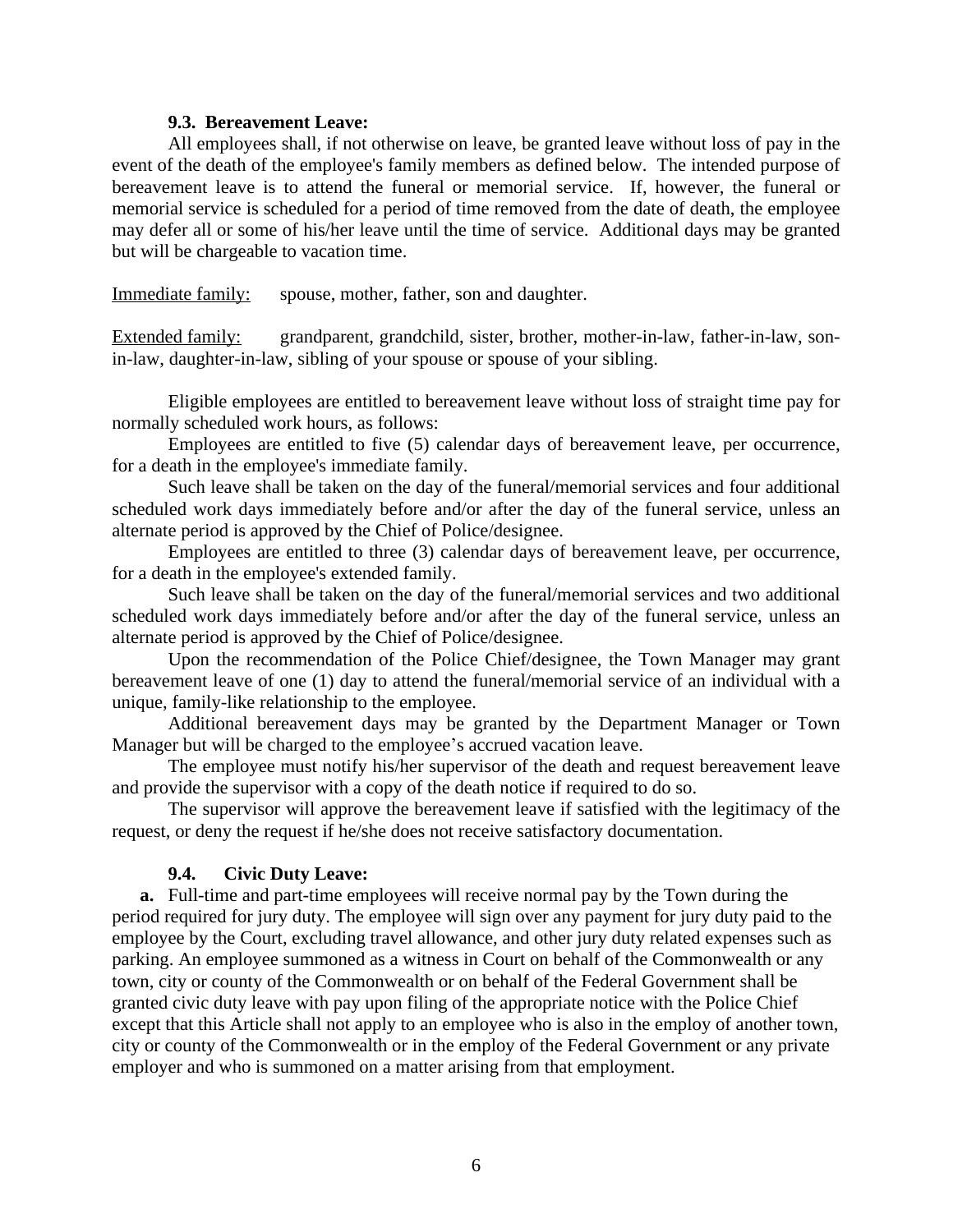### 9.3. Bereavement Leave:

All employees shall, if not otherwise on leave, be granted leave without loss of pay in the event of the death of the employee's family members as defined below. The intended purpose of bereavement leave is to attend the funeral or memorial service. If, however, the funeral or memorial service is scheduled for a period of time removed from the date of death, the employee may defer all or some of his/her leave until the time of service. Additional days may be granted but will be chargeable to vacation time.

Immediate family: spouse, mother, father, son and daughter.

Extended family: grandparent, grandchild, sister, brother, mother-in-law, father-in-law, son-in-law, daughter-in-law, sibling of your spouse or spouse of your sibling.

Eligible employees are entitled to bereavement leave without loss of straight time pay for normally scheduled work hours, as follows:

Employees are entitled to five (5) calendar days of bereavement leave, per occurrence, for a death in the employee's immediate family.

Such leave shall be taken on the day of the funeral/memorial services and four additional scheduled work days immediately before and/or after the day of the funeral service, unless an alternate period is approved by the Chief of Police/designee.

Employees are entitled to three (3) calendar days of bereavement leave, per occurrence, for a death in the employee's extended family.

Such leave shall be taken on the day of the funeral/memorial services and two additional scheduled work days immediately before and/or after the day of the funeral service, unless an alternate period is approved by the Chief of Police/designee.

Upon the recommendation of the Police Chief/designee, the Town Manager may grant bereavement leave of one (1) day to attend the funeral/memorial service of an individual with a unique, family-like relationship to the employee.

Additional bereavement days may be granted by the Department Manager or Town Manager but will be charged to the employee's accrued vacation leave.

The employee must notify his/her supervisor of the death and request bereavement leave and provide the supervisor with a copy of the death notice if required to do so.

The supervisor will approve the bereavement leave if satisfied with the legitimacy of the request, or deny the request if he/she does not receive satisfactory documentation.

### 9.4. Civic Duty Leave:

**a.** Full-time and part-time employees will receive normal pay by the Town during the period required for jury duty. The employee will sign over any payment for jury duty paid to the employee by the Court, excluding travel allowance, and other jury duty related expenses such as parking. An employee summoned as a witness in Court on behalf of the Commonwealth or any town, city or county of the Commonwealth or on behalf of the Federal Government shall be granted civic duty leave with pay upon filing of the appropriate notice with the Police Chief except that this Article shall not apply to an employee who is also in the employ of another town, city or county of the Commonwealth or in the employ of the Federal Government or any private employer and who is summoned on a matter arising from that employment.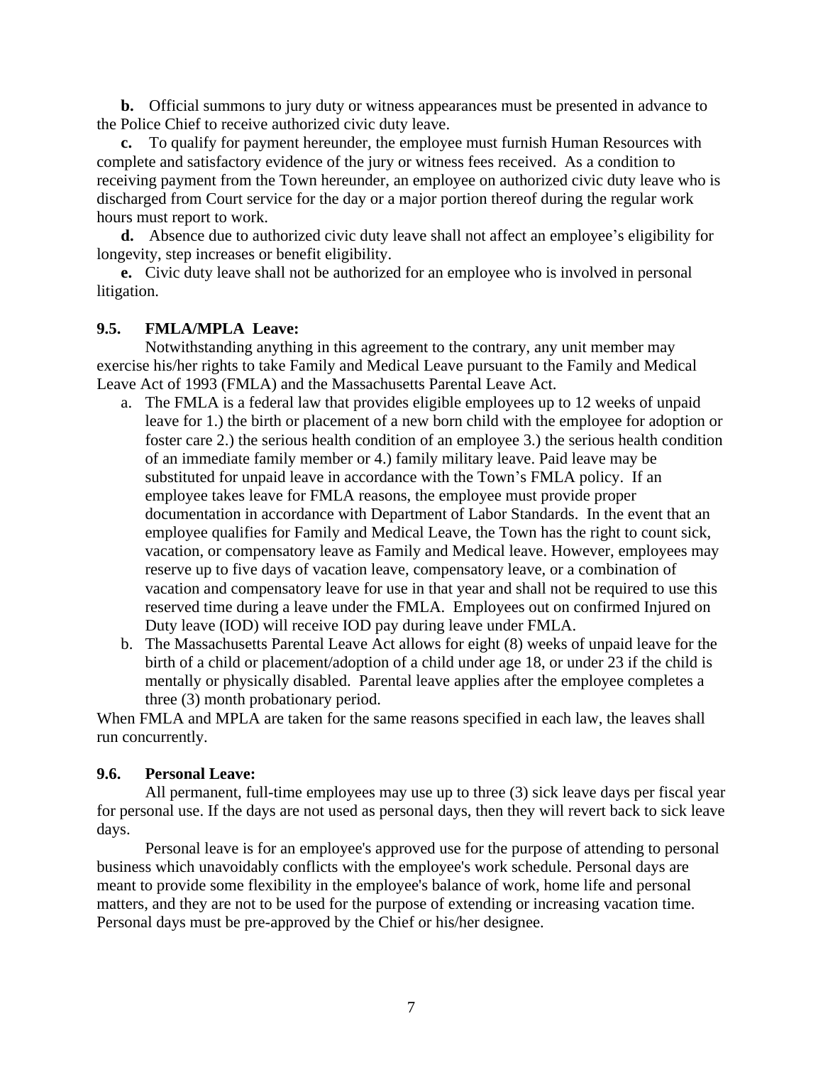**b.** Official summons to jury duty or witness appearances must be presented in advance to the Police Chief to receive authorized civic duty leave.

**c.** To qualify for payment hereunder, the employee must furnish Human Resources with complete and satisfactory evidence of the jury or witness fees received. As a condition to receiving payment from the Town hereunder, an employee on authorized civic duty leave who is discharged from Court service for the day or a major portion thereof during the regular work hours must report to work.

**d.** Absence due to authorized civic duty leave shall not affect an employee's eligibility for longevity, step increases or benefit eligibility.

**e.** Civic duty leave shall not be authorized for an employee who is involved in personal litigation.

### 9.5. FMLA/MPLA Leave:

Notwithstanding anything in this agreement to the contrary, any unit member may exercise his/her rights to take Family and Medical Leave pursuant to the Family and Medical Leave Act of 1993 (FMLA) and the Massachusetts Parental Leave Act.

a. The FMLA is a federal law that provides eligible employees up to 12 weeks of unpaid leave for 1.) the birth or placement of a new born child with the employee for adoption or foster care 2.) the serious health condition of an employee 3.) the serious health condition of an immediate family member or 4.) family military leave. Paid leave may be substituted for unpaid leave in accordance with the Town's FMLA policy. If an employee takes leave for FMLA reasons, the employee must provide proper documentation in accordance with Department of Labor Standards. In the event that an employee qualifies for Family and Medical Leave, the Town has the right to count sick, vacation, or compensatory leave as Family and Medical leave. However, employees may reserve up to five days of vacation leave, compensatory leave, or a combination of vacation and compensatory leave for use in that year and shall not be required to use this reserved time during a leave under the FMLA. Employees out on confirmed Injured on Duty leave (IOD) will receive IOD pay during leave under FMLA.

b. The Massachusetts Parental Leave Act allows for eight (8) weeks of unpaid leave for the birth of a child or placement/adoption of a child under age 18, or under 23 if the child is mentally or physically disabled. Parental leave applies after the employee completes a three (3) month probationary period.

When FMLA and MPLA are taken for the same reasons specified in each law, the leaves shall run concurrently.

### 9.6. Personal Leave:

All permanent, full-time employees may use up to three (3) sick leave days per fiscal year for personal use. If the days are not used as personal days, then they will revert back to sick leave days.

Personal leave is for an employee's approved use for the purpose of attending to personal business which unavoidably conflicts with the employee's work schedule. Personal days are meant to provide some flexibility in the employee's balance of work, home life and personal matters, and they are not to be used for the purpose of extending or increasing vacation time. Personal days must be pre-approved by the Chief or his/her designee.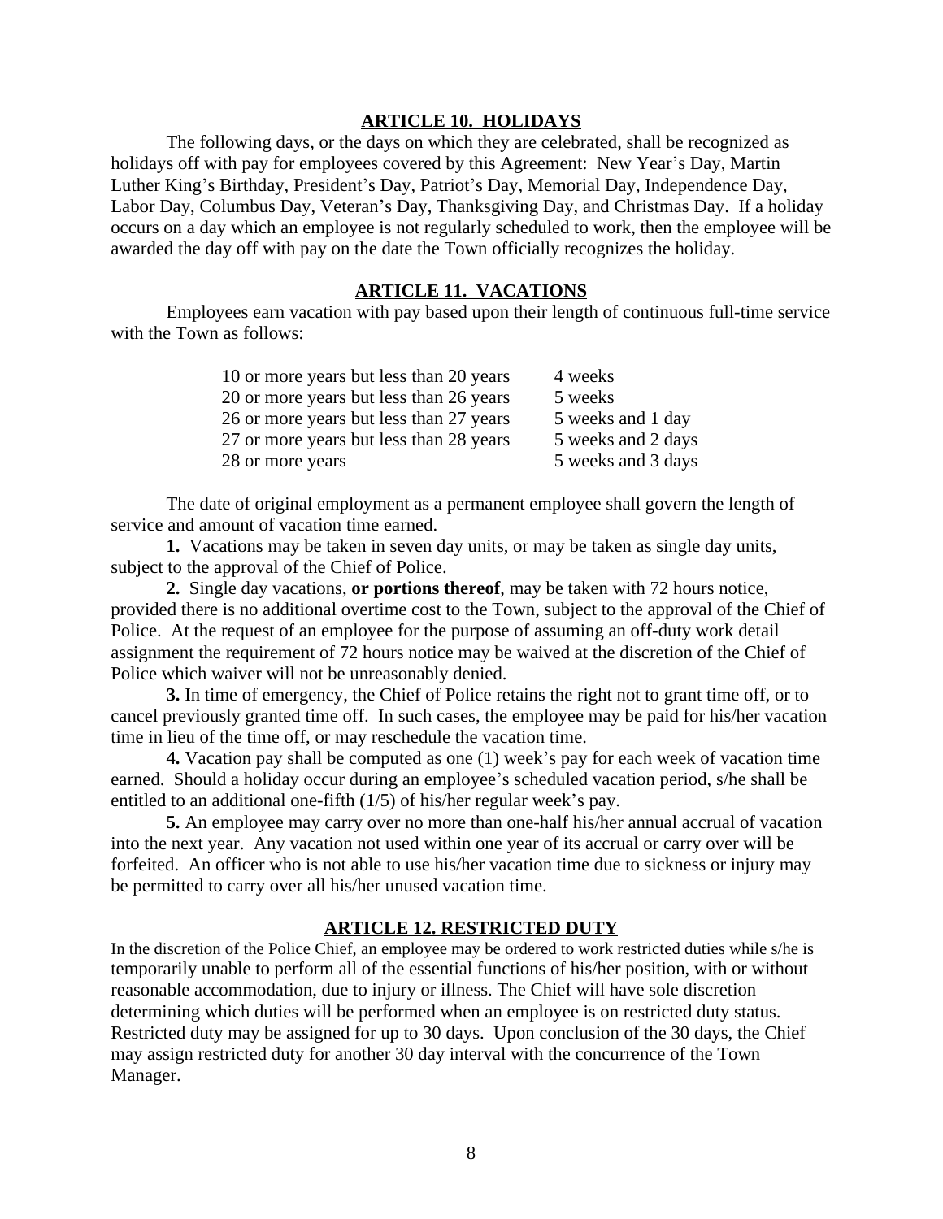## ARTICLE 10. HOLIDAYS

The following days, or the days on which they are celebrated, shall be recognized as holidays off with pay for employees covered by this Agreement: New Year's Day, Martin Luther King's Birthday, President's Day, Patriot's Day, Memorial Day, Independence Day, Labor Day, Columbus Day, Veteran's Day, Thanksgiving Day, and Christmas Day. If a holiday occurs on a day which an employee is not regularly scheduled to work, then the employee will be awarded the day off with pay on the date the Town officially recognizes the holiday.

## ARTICLE 11. VACATIONS

Employees earn vacation with pay based upon their length of continuous full-time service with the Town as follows:

| | |
|---|---|
| 10 or more years but less than 20 years | 4 weeks |
| 20 or more years but less than 26 years | 5 weeks |
| 26 or more years but less than 27 years | 5 weeks and 1 day |
| 27 or more years but less than 28 years | 5 weeks and 2 days |
| 28 or more years | 5 weeks and 3 days |

The date of original employment as a permanent employee shall govern the length of service and amount of vacation time earned.

**1.** Vacations may be taken in seven day units, or may be taken as single day units, subject to the approval of the Chief of Police.

**2.** Single day vacations, **or portions thereof**, may be taken with 72 hours notice, provided there is no additional overtime cost to the Town, subject to the approval of the Chief of Police. At the request of an employee for the purpose of assuming an off-duty work detail assignment the requirement of 72 hours notice may be waived at the discretion of the Chief of Police which waiver will not be unreasonably denied.

**3.** In time of emergency, the Chief of Police retains the right not to grant time off, or to cancel previously granted time off. In such cases, the employee may be paid for his/her vacation time in lieu of the time off, or may reschedule the vacation time.

**4.** Vacation pay shall be computed as one (1) week's pay for each week of vacation time earned. Should a holiday occur during an employee's scheduled vacation period, s/he shall be entitled to an additional one-fifth (1/5) of his/her regular week's pay.

**5.** An employee may carry over no more than one-half his/her annual accrual of vacation into the next year. Any vacation not used within one year of its accrual or carry over will be forfeited. An officer who is not able to use his/her vacation time due to sickness or injury may be permitted to carry over all his/her unused vacation time.

## ARTICLE 12. RESTRICTED DUTY

In the discretion of the Police Chief, an employee may be ordered to work restricted duties while s/he is temporarily unable to perform all of the essential functions of his/her position, with or without reasonable accommodation, due to injury or illness. The Chief will have sole discretion determining which duties will be performed when an employee is on restricted duty status. Restricted duty may be assigned for up to 30 days. Upon conclusion of the 30 days, the Chief may assign restricted duty for another 30 day interval with the concurrence of the Town Manager.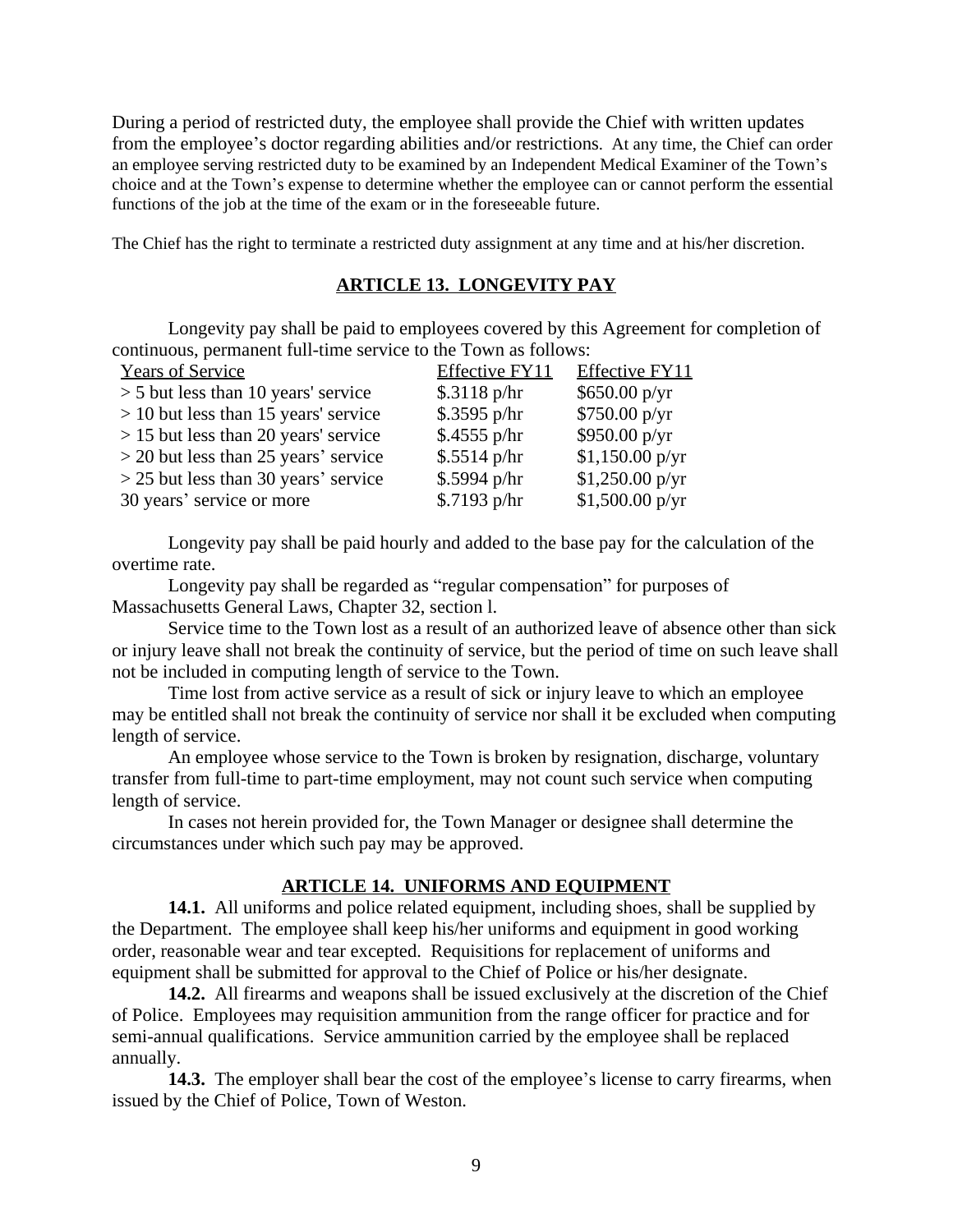During a period of restricted duty, the employee shall provide the Chief with written updates from the employee's doctor regarding abilities and/or restrictions. At any time, the Chief can order an employee serving restricted duty to be examined by an Independent Medical Examiner of the Town's choice and at the Town's expense to determine whether the employee can or cannot perform the essential functions of the job at the time of the exam or in the foreseeable future.

The Chief has the right to terminate a restricted duty assignment at any time and at his/her discretion.

## ARTICLE 13. LONGEVITY PAY

Longevity pay shall be paid to employees covered by this Agreement for completion of continuous, permanent full-time service to the Town as follows:

| Years of Service | Effective FY11 | Effective FY11 |
|---|---|---|
| > 5 but less than 10 years' service | $.3118 p/hr | $650.00 p/yr |
| > 10 but less than 15 years' service | $.3595 p/hr | $750.00 p/yr |
| > 15 but less than 20 years' service | $.4555 p/hr | $950.00 p/yr |
| > 20 but less than 25 years' service | $.5514 p/hr | $1,150.00 p/yr |
| > 25 but less than 30 years' service | $.5994 p/hr | $1,250.00 p/yr |
| 30 years' service or more | $.7193 p/hr | $1,500.00 p/yr |

Longevity pay shall be paid hourly and added to the base pay for the calculation of the overtime rate.

Longevity pay shall be regarded as "regular compensation" for purposes of Massachusetts General Laws, Chapter 32, section l.

Service time to the Town lost as a result of an authorized leave of absence other than sick or injury leave shall not break the continuity of service, but the period of time on such leave shall not be included in computing length of service to the Town.

Time lost from active service as a result of sick or injury leave to which an employee may be entitled shall not break the continuity of service nor shall it be excluded when computing length of service.

An employee whose service to the Town is broken by resignation, discharge, voluntary transfer from full-time to part-time employment, may not count such service when computing length of service.

In cases not herein provided for, the Town Manager or designee shall determine the circumstances under which such pay may be approved.

## ARTICLE 14. UNIFORMS AND EQUIPMENT

**14.1.** All uniforms and police related equipment, including shoes, shall be supplied by the Department. The employee shall keep his/her uniforms and equipment in good working order, reasonable wear and tear excepted. Requisitions for replacement of uniforms and equipment shall be submitted for approval to the Chief of Police or his/her designate.

**14.2.** All firearms and weapons shall be issued exclusively at the discretion of the Chief of Police. Employees may requisition ammunition from the range officer for practice and for semi-annual qualifications. Service ammunition carried by the employee shall be replaced annually.

**14.3.** The employer shall bear the cost of the employee's license to carry firearms, when issued by the Chief of Police, Town of Weston.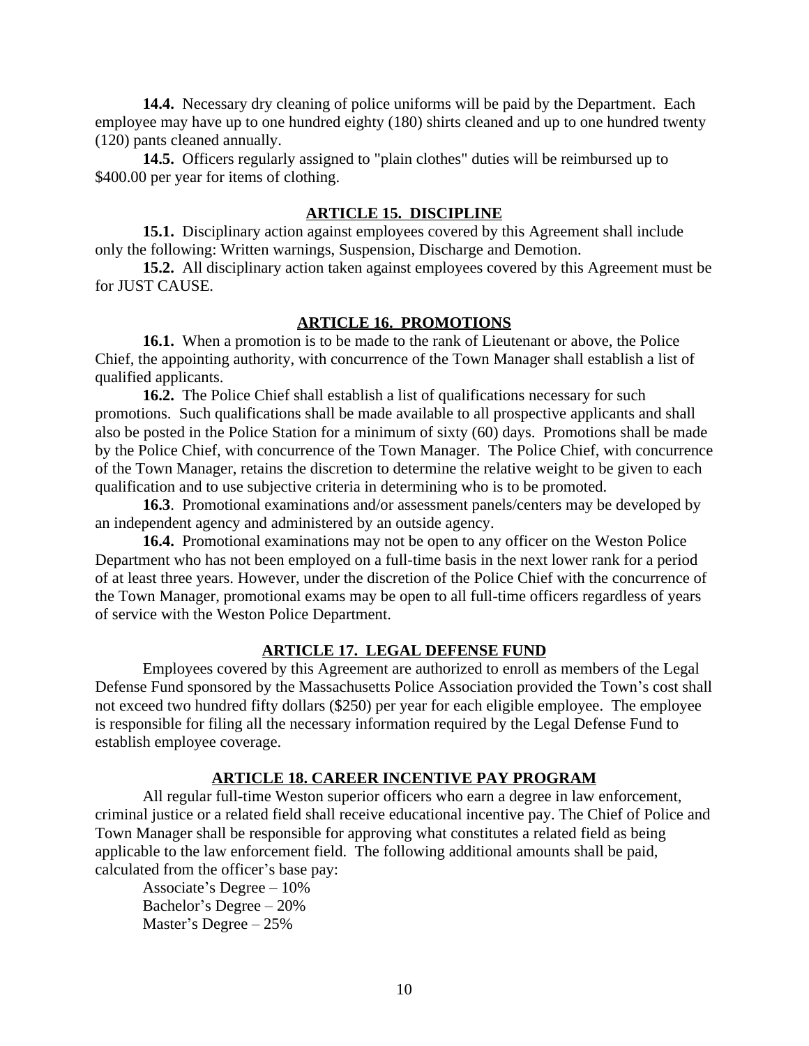**14.4.** Necessary dry cleaning of police uniforms will be paid by the Department. Each employee may have up to one hundred eighty (180) shirts cleaned and up to one hundred twenty (120) pants cleaned annually.

**14.5.** Officers regularly assigned to "plain clothes" duties will be reimbursed up to $400.00 per year for items of clothing.

## ARTICLE 15. DISCIPLINE

**15.1.** Disciplinary action against employees covered by this Agreement shall include only the following: Written warnings, Suspension, Discharge and Demotion.

**15.2.** All disciplinary action taken against employees covered by this Agreement must be for JUST CAUSE.

## ARTICLE 16. PROMOTIONS

**16.1.** When a promotion is to be made to the rank of Lieutenant or above, the Police Chief, the appointing authority, with concurrence of the Town Manager shall establish a list of qualified applicants.

**16.2.** The Police Chief shall establish a list of qualifications necessary for such promotions. Such qualifications shall be made available to all prospective applicants and shall also be posted in the Police Station for a minimum of sixty (60) days. Promotions shall be made by the Police Chief, with concurrence of the Town Manager. The Police Chief, with concurrence of the Town Manager, retains the discretion to determine the relative weight to be given to each qualification and to use subjective criteria in determining who is to be promoted.

**16.3**. Promotional examinations and/or assessment panels/centers may be developed by an independent agency and administered by an outside agency.

**16.4.** Promotional examinations may not be open to any officer on the Weston Police Department who has not been employed on a full-time basis in the next lower rank for a period of at least three years. However, under the discretion of the Police Chief with the concurrence of the Town Manager, promotional exams may be open to all full-time officers regardless of years of service with the Weston Police Department.

## ARTICLE 17. LEGAL DEFENSE FUND

Employees covered by this Agreement are authorized to enroll as members of the Legal Defense Fund sponsored by the Massachusetts Police Association provided the Town's cost shall not exceed two hundred fifty dollars ($250) per year for each eligible employee. The employee is responsible for filing all the necessary information required by the Legal Defense Fund to establish employee coverage.

## ARTICLE 18. CAREER INCENTIVE PAY PROGRAM

All regular full-time Weston superior officers who earn a degree in law enforcement, criminal justice or a related field shall receive educational incentive pay. The Chief of Police and Town Manager shall be responsible for approving what constitutes a related field as being applicable to the law enforcement field. The following additional amounts shall be paid, calculated from the officer's base pay:

Associate's Degree – 10%
Bachelor's Degree – 20%
Master's Degree – 25%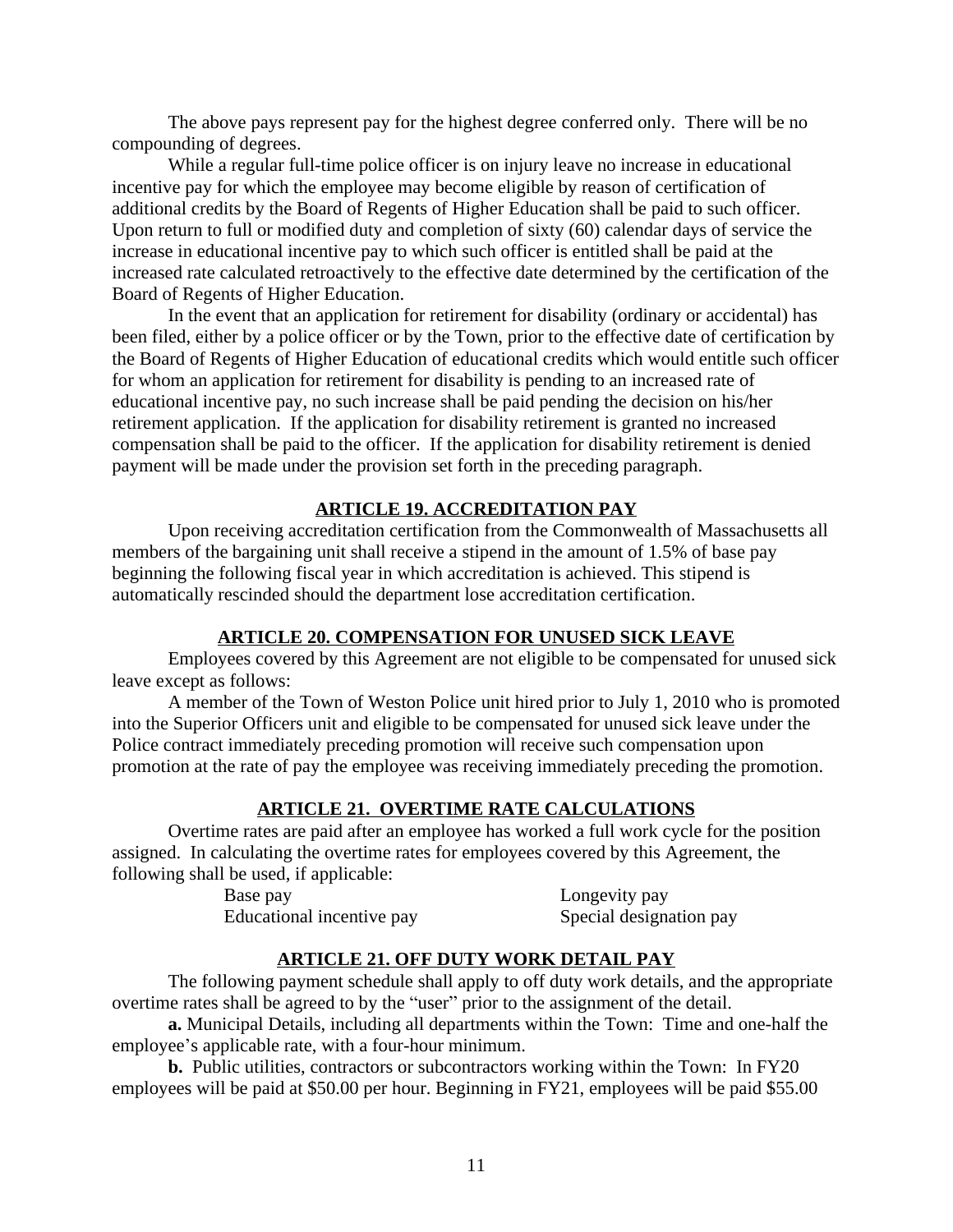The above pays represent pay for the highest degree conferred only. There will be no compounding of degrees.

While a regular full-time police officer is on injury leave no increase in educational incentive pay for which the employee may become eligible by reason of certification of additional credits by the Board of Regents of Higher Education shall be paid to such officer. Upon return to full or modified duty and completion of sixty (60) calendar days of service the increase in educational incentive pay to which such officer is entitled shall be paid at the increased rate calculated retroactively to the effective date determined by the certification of the Board of Regents of Higher Education.

In the event that an application for retirement for disability (ordinary or accidental) has been filed, either by a police officer or by the Town, prior to the effective date of certification by the Board of Regents of Higher Education of educational credits which would entitle such officer for whom an application for retirement for disability is pending to an increased rate of educational incentive pay, no such increase shall be paid pending the decision on his/her retirement application. If the application for disability retirement is granted no increased compensation shall be paid to the officer. If the application for disability retirement is denied payment will be made under the provision set forth in the preceding paragraph.

## ARTICLE 19. ACCREDITATION PAY

Upon receiving accreditation certification from the Commonwealth of Massachusetts all members of the bargaining unit shall receive a stipend in the amount of 1.5% of base pay beginning the following fiscal year in which accreditation is achieved. This stipend is automatically rescinded should the department lose accreditation certification.

## ARTICLE 20. COMPENSATION FOR UNUSED SICK LEAVE

Employees covered by this Agreement are not eligible to be compensated for unused sick leave except as follows:

A member of the Town of Weston Police unit hired prior to July 1, 2010 who is promoted into the Superior Officers unit and eligible to be compensated for unused sick leave under the Police contract immediately preceding promotion will receive such compensation upon promotion at the rate of pay the employee was receiving immediately preceding the promotion.

## ARTICLE 21. OVERTIME RATE CALCULATIONS

Overtime rates are paid after an employee has worked a full work cycle for the position assigned. In calculating the overtime rates for employees covered by this Agreement, the following shall be used, if applicable:

| | |
|---|---|
| Base pay | Longevity pay |
| Educational incentive pay | Special designation pay |

## ARTICLE 21. OFF DUTY WORK DETAIL PAY

The following payment schedule shall apply to off duty work details, and the appropriate overtime rates shall be agreed to by the "user" prior to the assignment of the detail.

**a.** Municipal Details, including all departments within the Town: Time and one-half the employee's applicable rate, with a four-hour minimum.

**b.** Public utilities, contractors or subcontractors working within the Town: In FY20 employees will be paid at $50.00 per hour. Beginning in FY21, employees will be paid $55.00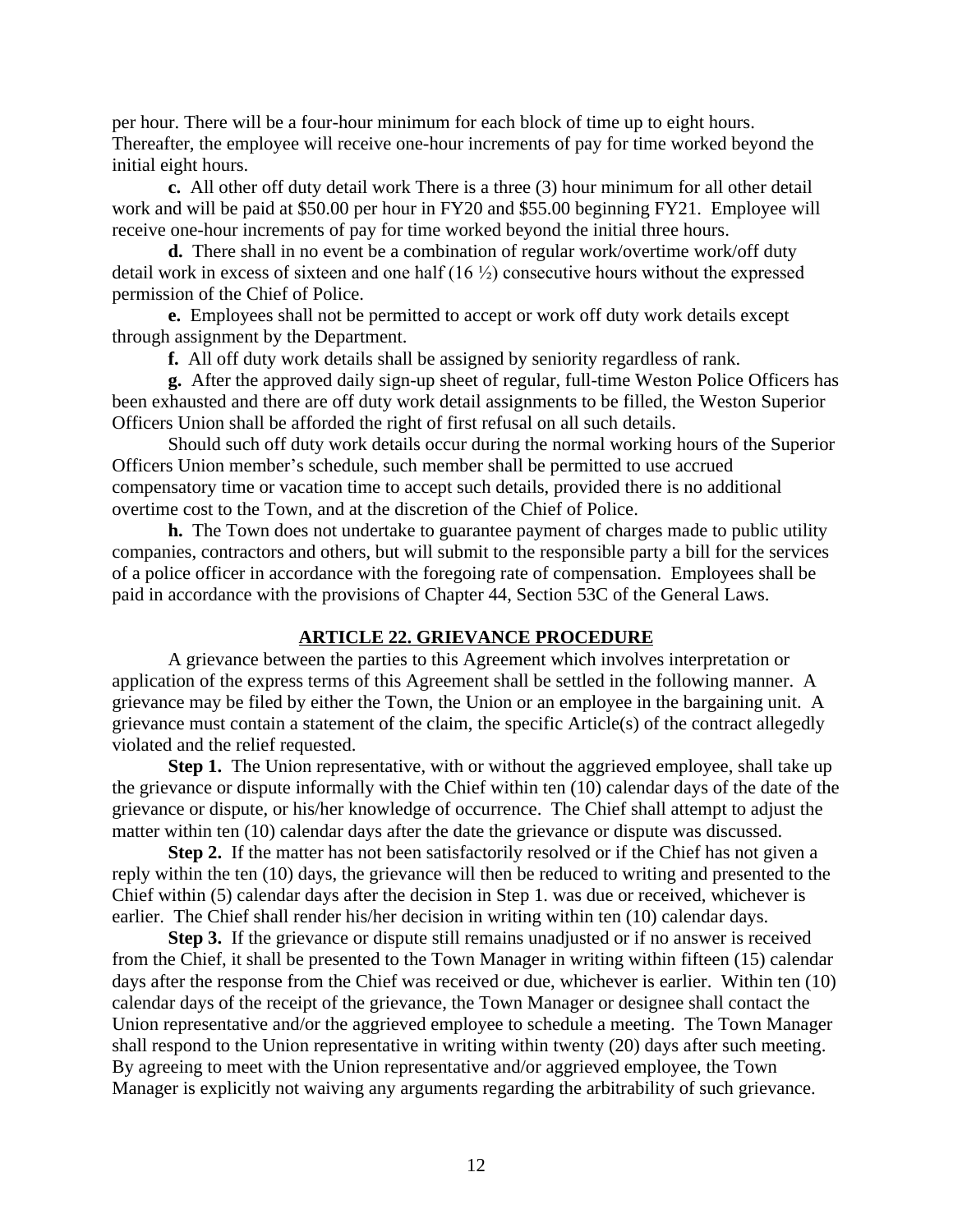per hour. There will be a four-hour minimum for each block of time up to eight hours. Thereafter, the employee will receive one-hour increments of pay for time worked beyond the initial eight hours.

**c.** All other off duty detail work There is a three (3) hour minimum for all other detail work and will be paid at $50.00 per hour in FY20 and $55.00 beginning FY21. Employee will receive one-hour increments of pay for time worked beyond the initial three hours.

**d.** There shall in no event be a combination of regular work/overtime work/off duty detail work in excess of sixteen and one half (16 ½) consecutive hours without the expressed permission of the Chief of Police.

**e.** Employees shall not be permitted to accept or work off duty work details except through assignment by the Department.

**f.** All off duty work details shall be assigned by seniority regardless of rank.

**g.** After the approved daily sign-up sheet of regular, full-time Weston Police Officers has been exhausted and there are off duty work detail assignments to be filled, the Weston Superior Officers Union shall be afforded the right of first refusal on all such details.

Should such off duty work details occur during the normal working hours of the Superior Officers Union member's schedule, such member shall be permitted to use accrued compensatory time or vacation time to accept such details, provided there is no additional overtime cost to the Town, and at the discretion of the Chief of Police.

**h.** The Town does not undertake to guarantee payment of charges made to public utility companies, contractors and others, but will submit to the responsible party a bill for the services of a police officer in accordance with the foregoing rate of compensation. Employees shall be paid in accordance with the provisions of Chapter 44, Section 53C of the General Laws.

## ARTICLE 22. GRIEVANCE PROCEDURE

A grievance between the parties to this Agreement which involves interpretation or application of the express terms of this Agreement shall be settled in the following manner. A grievance may be filed by either the Town, the Union or an employee in the bargaining unit. A grievance must contain a statement of the claim, the specific Article(s) of the contract allegedly violated and the relief requested.

**Step 1.** The Union representative, with or without the aggrieved employee, shall take up the grievance or dispute informally with the Chief within ten (10) calendar days of the date of the grievance or dispute, or his/her knowledge of occurrence. The Chief shall attempt to adjust the matter within ten (10) calendar days after the date the grievance or dispute was discussed.

**Step 2.** If the matter has not been satisfactorily resolved or if the Chief has not given a reply within the ten (10) days, the grievance will then be reduced to writing and presented to the Chief within (5) calendar days after the decision in Step 1. was due or received, whichever is earlier. The Chief shall render his/her decision in writing within ten (10) calendar days.

**Step 3.** If the grievance or dispute still remains unadjusted or if no answer is received from the Chief, it shall be presented to the Town Manager in writing within fifteen (15) calendar days after the response from the Chief was received or due, whichever is earlier. Within ten (10) calendar days of the receipt of the grievance, the Town Manager or designee shall contact the Union representative and/or the aggrieved employee to schedule a meeting. The Town Manager shall respond to the Union representative in writing within twenty (20) days after such meeting. By agreeing to meet with the Union representative and/or aggrieved employee, the Town Manager is explicitly not waiving any arguments regarding the arbitrability of such grievance.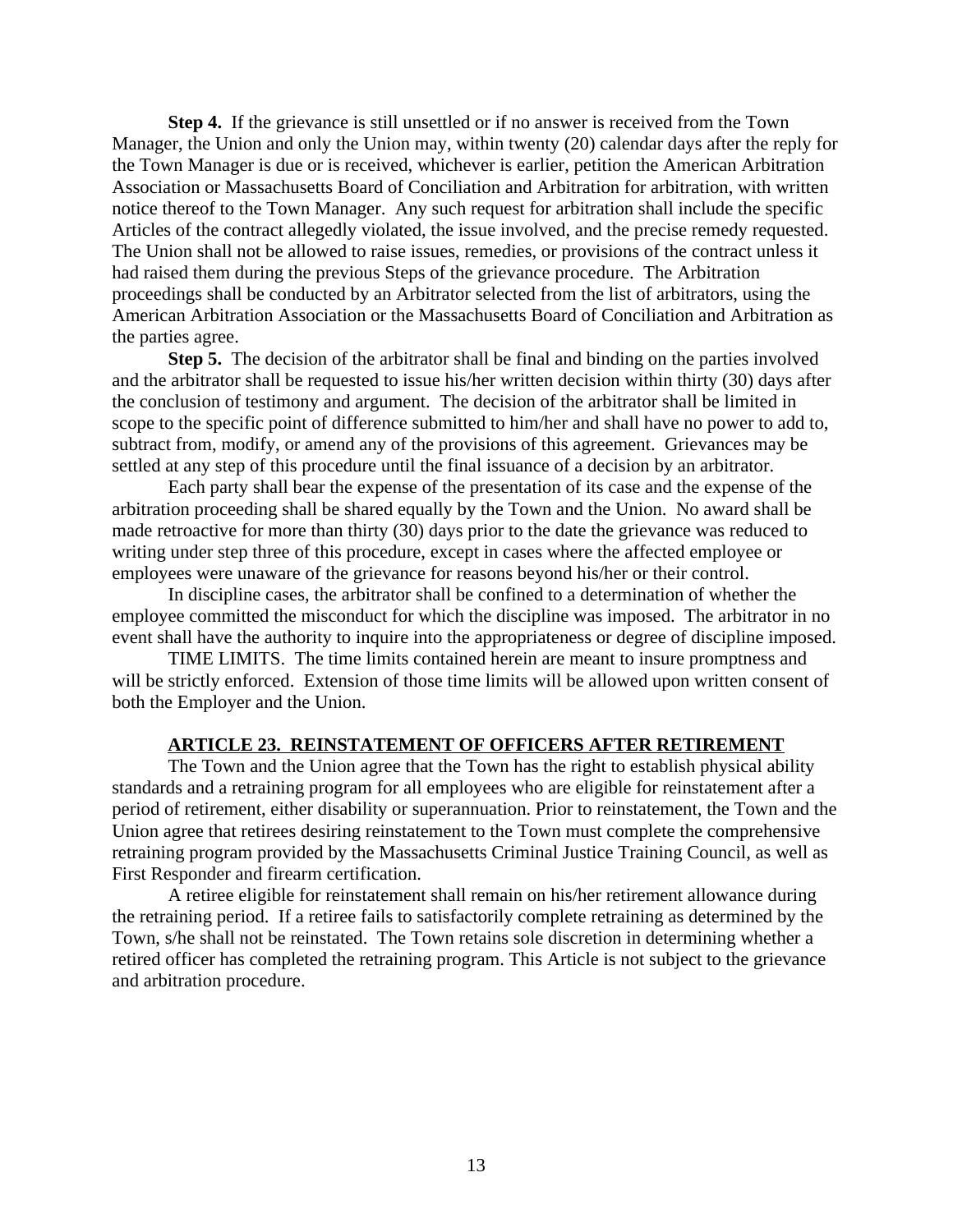**Step 4.** If the grievance is still unsettled or if no answer is received from the Town Manager, the Union and only the Union may, within twenty (20) calendar days after the reply for the Town Manager is due or is received, whichever is earlier, petition the American Arbitration Association or Massachusetts Board of Conciliation and Arbitration for arbitration, with written notice thereof to the Town Manager. Any such request for arbitration shall include the specific Articles of the contract allegedly violated, the issue involved, and the precise remedy requested. The Union shall not be allowed to raise issues, remedies, or provisions of the contract unless it had raised them during the previous Steps of the grievance procedure. The Arbitration proceedings shall be conducted by an Arbitrator selected from the list of arbitrators, using the American Arbitration Association or the Massachusetts Board of Conciliation and Arbitration as the parties agree.

**Step 5.** The decision of the arbitrator shall be final and binding on the parties involved and the arbitrator shall be requested to issue his/her written decision within thirty (30) days after the conclusion of testimony and argument. The decision of the arbitrator shall be limited in scope to the specific point of difference submitted to him/her and shall have no power to add to, subtract from, modify, or amend any of the provisions of this agreement. Grievances may be settled at any step of this procedure until the final issuance of a decision by an arbitrator.

Each party shall bear the expense of the presentation of its case and the expense of the arbitration proceeding shall be shared equally by the Town and the Union. No award shall be made retroactive for more than thirty (30) days prior to the date the grievance was reduced to writing under step three of this procedure, except in cases where the affected employee or employees were unaware of the grievance for reasons beyond his/her or their control.

In discipline cases, the arbitrator shall be confined to a determination of whether the employee committed the misconduct for which the discipline was imposed. The arbitrator in no event shall have the authority to inquire into the appropriateness or degree of discipline imposed.

TIME LIMITS. The time limits contained herein are meant to insure promptness and will be strictly enforced. Extension of those time limits will be allowed upon written consent of both the Employer and the Union.

## ARTICLE 23. REINSTATEMENT OF OFFICERS AFTER RETIREMENT

The Town and the Union agree that the Town has the right to establish physical ability standards and a retraining program for all employees who are eligible for reinstatement after a period of retirement, either disability or superannuation. Prior to reinstatement, the Town and the Union agree that retirees desiring reinstatement to the Town must complete the comprehensive retraining program provided by the Massachusetts Criminal Justice Training Council, as well as First Responder and firearm certification.

A retiree eligible for reinstatement shall remain on his/her retirement allowance during the retraining period. If a retiree fails to satisfactorily complete retraining as determined by the Town, s/he shall not be reinstated. The Town retains sole discretion in determining whether a retired officer has completed the retraining program. This Article is not subject to the grievance and arbitration procedure.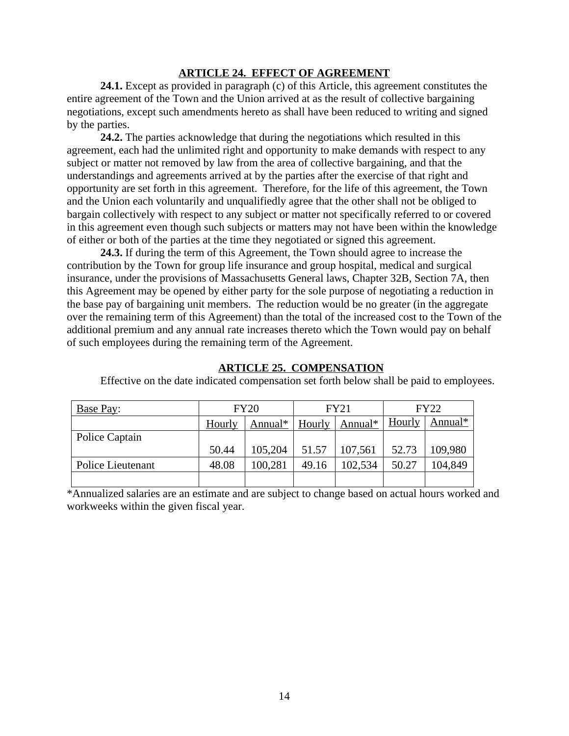## ARTICLE 24. EFFECT OF AGREEMENT

**24.1.** Except as provided in paragraph (c) of this Article, this agreement constitutes the entire agreement of the Town and the Union arrived at as the result of collective bargaining negotiations, except such amendments hereto as shall have been reduced to writing and signed by the parties.

**24.2.** The parties acknowledge that during the negotiations which resulted in this agreement, each had the unlimited right and opportunity to make demands with respect to any subject or matter not removed by law from the area of collective bargaining, and that the understandings and agreements arrived at by the parties after the exercise of that right and opportunity are set forth in this agreement. Therefore, for the life of this agreement, the Town and the Union each voluntarily and unqualifiedly agree that the other shall not be obliged to bargain collectively with respect to any subject or matter not specifically referred to or covered in this agreement even though such subjects or matters may not have been within the knowledge of either or both of the parties at the time they negotiated or signed this agreement.

**24.3.** If during the term of this Agreement, the Town should agree to increase the contribution by the Town for group life insurance and group hospital, medical and surgical insurance, under the provisions of Massachusetts General laws, Chapter 32B, Section 7A, then this Agreement may be opened by either party for the sole purpose of negotiating a reduction in the base pay of bargaining unit members. The reduction would be no greater (in the aggregate over the remaining term of this Agreement) than the total of the increased cost to the Town of the additional premium and any annual rate increases thereto which the Town would pay on behalf of such employees during the remaining term of the Agreement.

## ARTICLE 25. COMPENSATION

Effective on the date indicated compensation set forth below shall be paid to employees.

| Base Pay: | FY20 | | FY21 | | FY22 | |
|---|---|---|---|---|---|---|
| | Hourly | Annual* | Hourly | Annual* | Hourly | Annual* |
| Police Captain | 50.44 | 105,204 | 51.57 | 107,561 | 52.73 | 109,980 |
| Police Lieutenant | 48.08 | 100,281 | 49.16 | 102,534 | 50.27 | 104,849 |
| | | | | | | |

*Annualized salaries are an estimate and are subject to change based on actual hours worked and workweeks within the given fiscal year.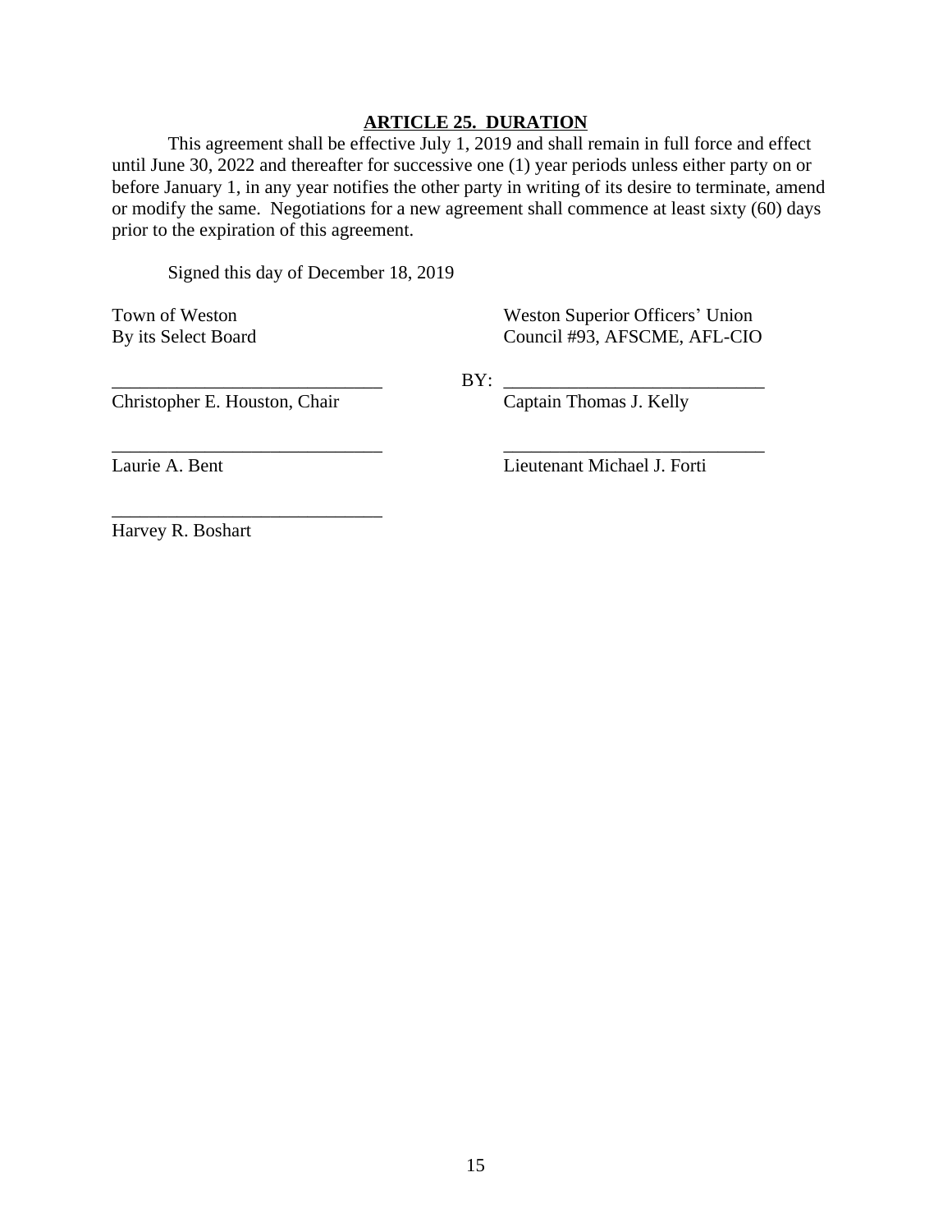## ARTICLE 25. DURATION

This agreement shall be effective July 1, 2019 and shall remain in full force and effect until June 30, 2022 and thereafter for successive one (1) year periods unless either party on or before January 1, in any year notifies the other party in writing of its desire to terminate, amend or modify the same. Negotiations for a new agreement shall commence at least sixty (60) days prior to the expiration of this agreement.

Signed this day of December 18, 2019

Town of Weston
By its Select Board

_____________________________
Christopher E. Houston, Chair

_____________________________
Laurie A. Bent

_____________________________
Harvey R. Boshart

Weston Superior Officers' Union
Council #93, AFSCME, AFL-CIO

BY: _____________________________
Captain Thomas J. Kelly

_____________________________
Lieutenant Michael J. Forti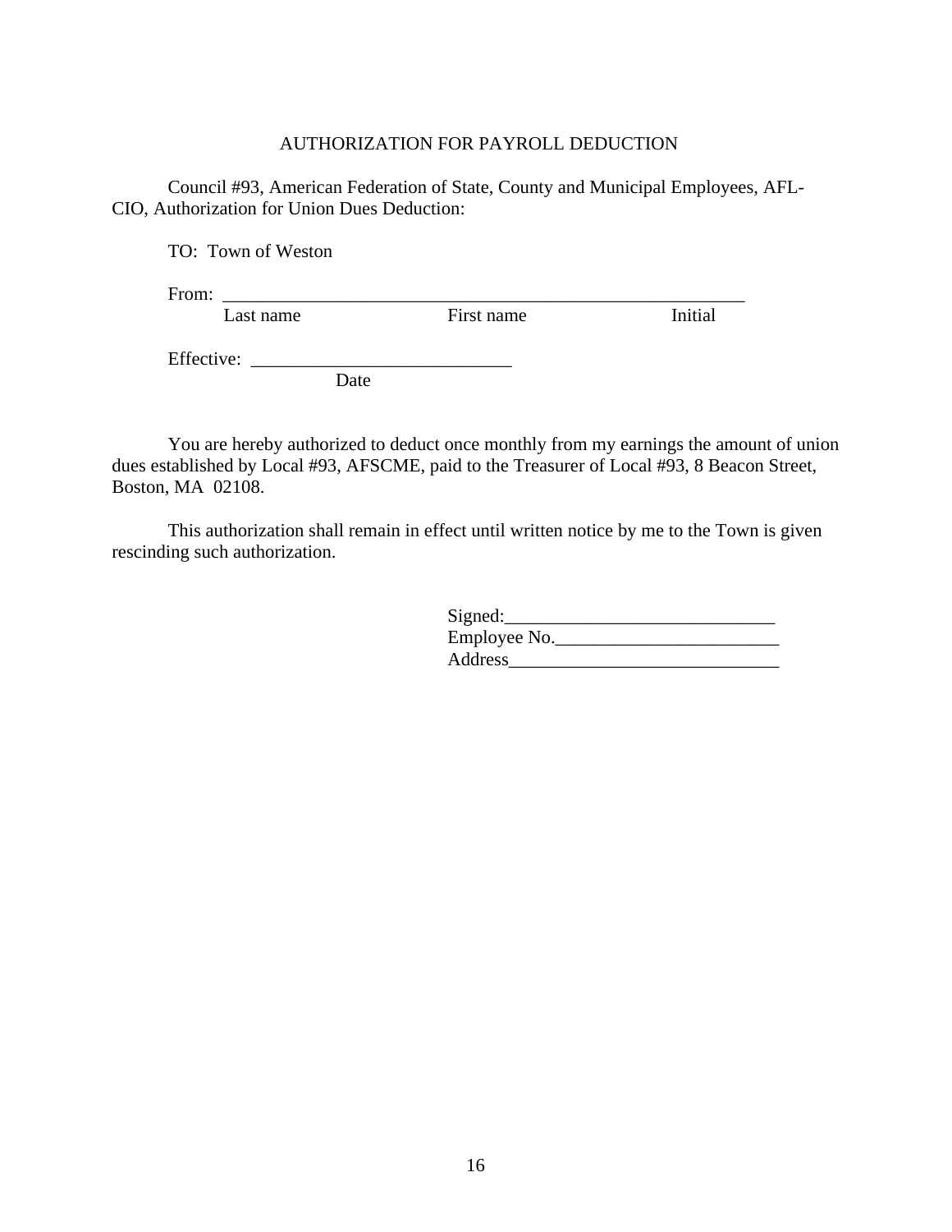# AUTHORIZATION FOR PAYROLL DEDUCTION

Council #93, American Federation of State, County and Municipal Employees, AFL-CIO, Authorization for Union Dues Deduction:

TO: Town of Weston

From: ____________________________________________________________
Last name                    First name                    Initial

Effective: ____________________________
Date

You are hereby authorized to deduct once monthly from my earnings the amount of union dues established by Local #93, AFSCME, paid to the Treasurer of Local #93, 8 Beacon Street, Boston, MA 02108.

This authorization shall remain in effect until written notice by me to the Town is given rescinding such authorization.

Signed:_____________________________
Employee No.________________________
Address_____________________________